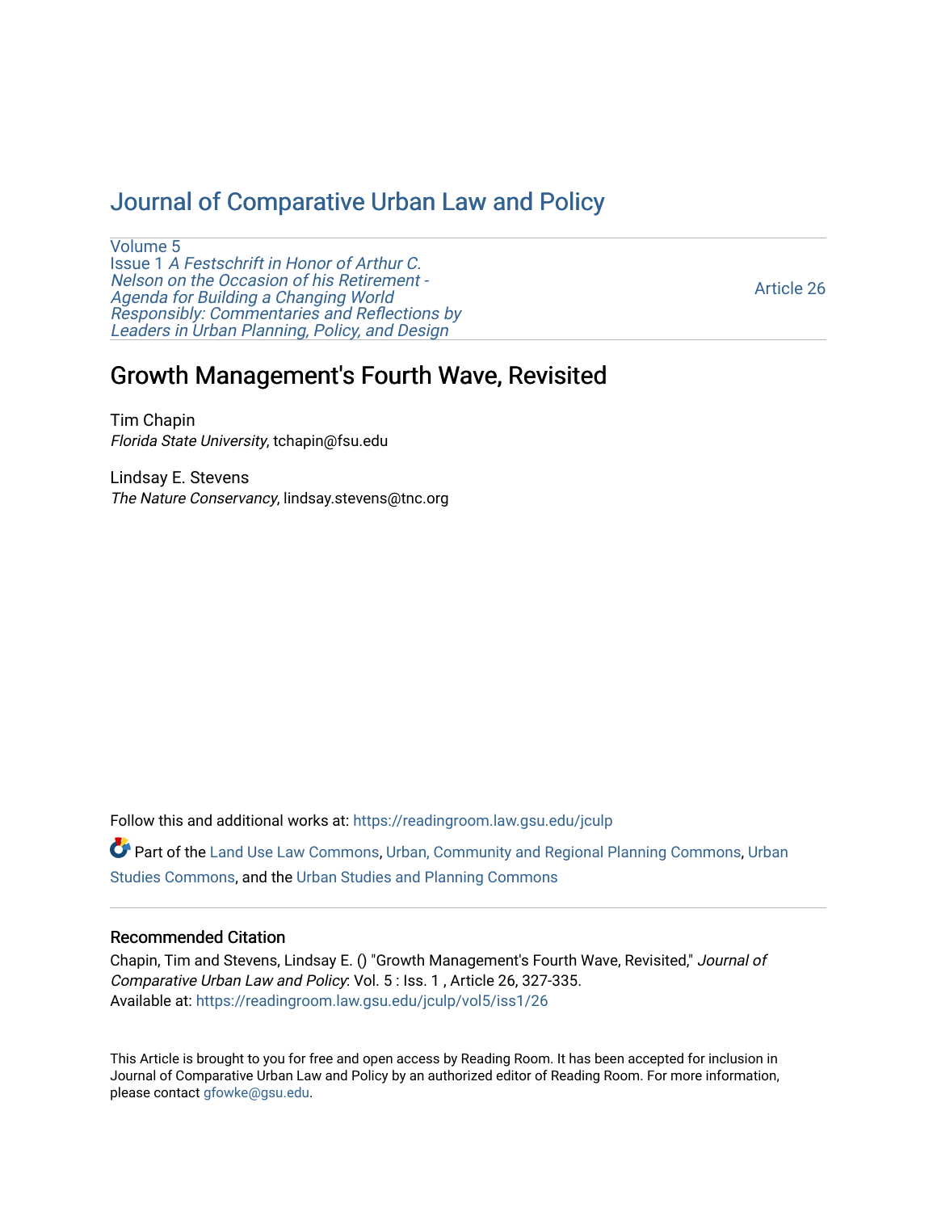# Journal of Comparative Urban Law and Policy

Volume 5
Issue 1 *A Festschrift in Honor of Arthur C. Nelson on the Occasion of his Retirement - Agenda for Building a Changing World Responsibly: Commentaries and Reflections by Leaders in Urban Planning, Policy, and Design*

Article 26

## Growth Management's Fourth Wave, Revisited

Tim Chapin
*Florida State University*, tchapin@fsu.edu

Lindsay E. Stevens
*The Nature Conservancy*, lindsay.stevens@tnc.org

Follow this and additional works at: https://readingroom.law.gsu.edu/jculp

Part of the Land Use Law Commons, Urban, Community and Regional Planning Commons, Urban Studies Commons, and the Urban Studies and Planning Commons

### Recommended Citation

Chapin, Tim and Stevens, Lindsay E. () "Growth Management's Fourth Wave, Revisited," *Journal of Comparative Urban Law and Policy*: Vol. 5 : Iss. 1 , Article 26, 327-335.
Available at: https://readingroom.law.gsu.edu/jculp/vol5/iss1/26

This Article is brought to you for free and open access by Reading Room. It has been accepted for inclusion in Journal of Comparative Urban Law and Policy by an authorized editor of Reading Room. For more information, please contact gfowke@gsu.edu.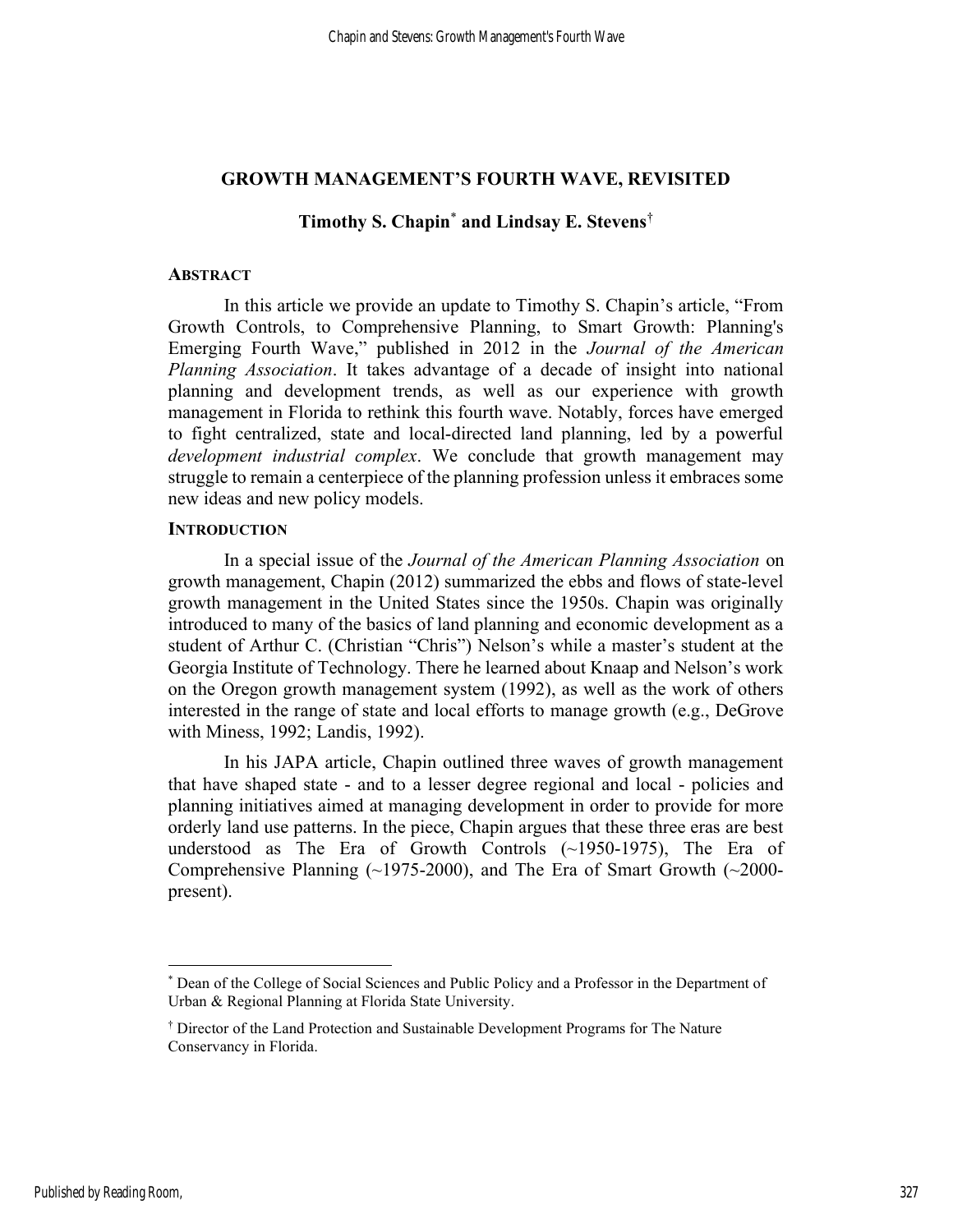## GROWTH MANAGEMENT'S FOURTH WAVE, REVISITED

**Timothy S. Chapin[*] and Lindsay E. Stevens[†]**

### ABSTRACT

In this article we provide an update to Timothy S. Chapin's article, "From Growth Controls, to Comprehensive Planning, to Smart Growth: Planning's Emerging Fourth Wave," published in 2012 in the *Journal of the American Planning Association*. It takes advantage of a decade of insight into national planning and development trends, as well as our experience with growth management in Florida to rethink this fourth wave. Notably, forces have emerged to fight centralized, state and local-directed land planning, led by a powerful *development industrial complex*. We conclude that growth management may struggle to remain a centerpiece of the planning profession unless it embraces some new ideas and new policy models.

### INTRODUCTION

In a special issue of the *Journal of the American Planning Association* on growth management, Chapin (2012) summarized the ebbs and flows of state-level growth management in the United States since the 1950s. Chapin was originally introduced to many of the basics of land planning and economic development as a student of Arthur C. (Christian "Chris") Nelson's while a master's student at the Georgia Institute of Technology. There he learned about Knaap and Nelson's work on the Oregon growth management system (1992), as well as the work of others interested in the range of state and local efforts to manage growth (e.g., DeGrove with Miness, 1992; Landis, 1992).

In his JAPA article, Chapin outlined three waves of growth management that have shaped state - and to a lesser degree regional and local - policies and planning initiatives aimed at managing development in order to provide for more orderly land use patterns. In the piece, Chapin argues that these three eras are best understood as The Era of Growth Controls (~1950-1975), The Era of Comprehensive Planning (~1975-2000), and The Era of Smart Growth (~2000-present).

---

[*] Dean of the College of Social Sciences and Public Policy and a Professor in the Department of Urban & Regional Planning at Florida State University.

[†] Director of the Land Protection and Sustainable Development Programs for The Nature Conservancy in Florida.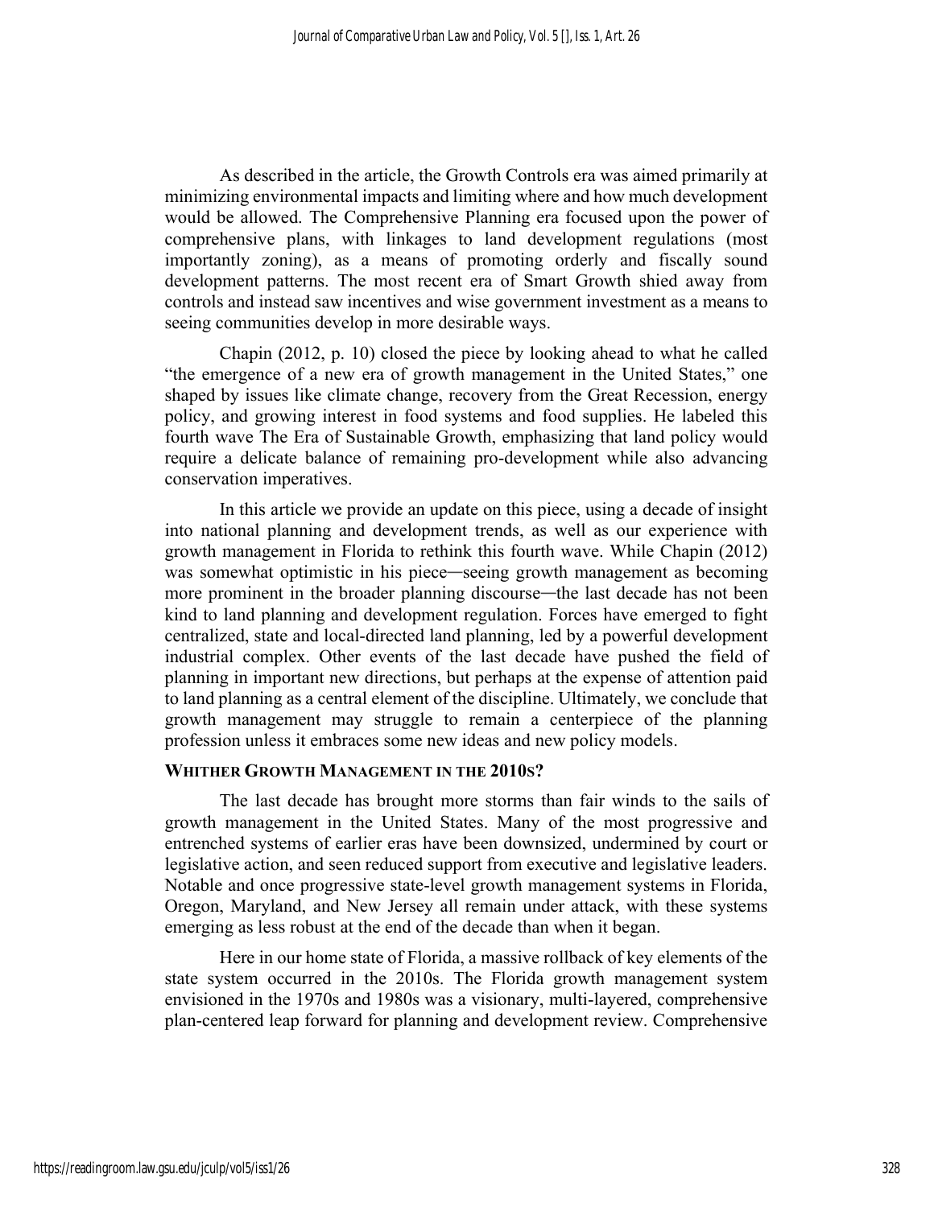As described in the article, the Growth Controls era was aimed primarily at minimizing environmental impacts and limiting where and how much development would be allowed. The Comprehensive Planning era focused upon the power of comprehensive plans, with linkages to land development regulations (most importantly zoning), as a means of promoting orderly and fiscally sound development patterns. The most recent era of Smart Growth shied away from controls and instead saw incentives and wise government investment as a means to seeing communities develop in more desirable ways.

Chapin (2012, p. 10) closed the piece by looking ahead to what he called "the emergence of a new era of growth management in the United States," one shaped by issues like climate change, recovery from the Great Recession, energy policy, and growing interest in food systems and food supplies. He labeled this fourth wave The Era of Sustainable Growth, emphasizing that land policy would require a delicate balance of remaining pro-development while also advancing conservation imperatives.

In this article we provide an update on this piece, using a decade of insight into national planning and development trends, as well as our experience with growth management in Florida to rethink this fourth wave. While Chapin (2012) was somewhat optimistic in his piece—seeing growth management as becoming more prominent in the broader planning discourse—the last decade has not been kind to land planning and development regulation. Forces have emerged to fight centralized, state and local-directed land planning, led by a powerful development industrial complex. Other events of the last decade have pushed the field of planning in important new directions, but perhaps at the expense of attention paid to land planning as a central element of the discipline. Ultimately, we conclude that growth management may struggle to remain a centerpiece of the planning profession unless it embraces some new ideas and new policy models.

## WHITHER GROWTH MANAGEMENT IN THE 2010S?

The last decade has brought more storms than fair winds to the sails of growth management in the United States. Many of the most progressive and entrenched systems of earlier eras have been downsized, undermined by court or legislative action, and seen reduced support from executive and legislative leaders. Notable and once progressive state-level growth management systems in Florida, Oregon, Maryland, and New Jersey all remain under attack, with these systems emerging as less robust at the end of the decade than when it began.

Here in our home state of Florida, a massive rollback of key elements of the state system occurred in the 2010s. The Florida growth management system envisioned in the 1970s and 1980s was a visionary, multi-layered, comprehensive plan-centered leap forward for planning and development review. Comprehensive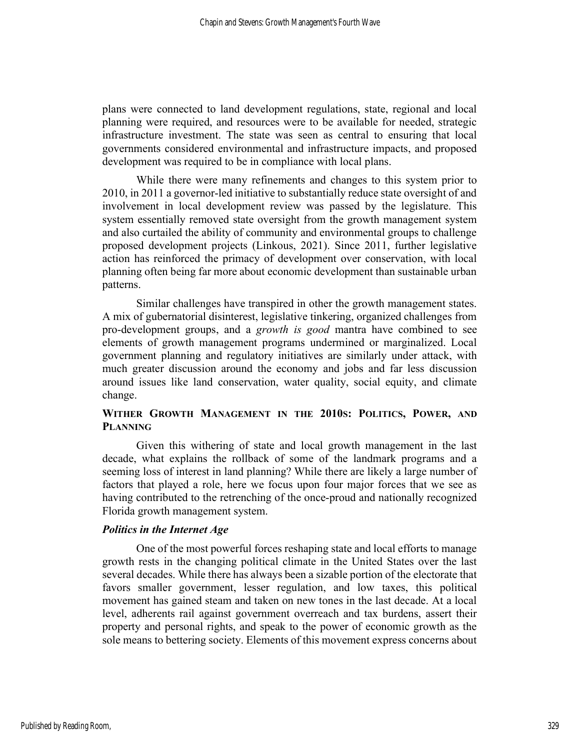plans were connected to land development regulations, state, regional and local planning were required, and resources were to be available for needed, strategic infrastructure investment. The state was seen as central to ensuring that local governments considered environmental and infrastructure impacts, and proposed development was required to be in compliance with local plans.

While there were many refinements and changes to this system prior to 2010, in 2011 a governor-led initiative to substantially reduce state oversight of and involvement in local development review was passed by the legislature. This system essentially removed state oversight from the growth management system and also curtailed the ability of community and environmental groups to challenge proposed development projects (Linkous, 2021). Since 2011, further legislative action has reinforced the primacy of development over conservation, with local planning often being far more about economic development than sustainable urban patterns.

Similar challenges have transpired in other the growth management states. A mix of gubernatorial disinterest, legislative tinkering, organized challenges from pro-development groups, and a *growth is good* mantra have combined to see elements of growth management programs undermined or marginalized. Local government planning and regulatory initiatives are similarly under attack, with much greater discussion around the economy and jobs and far less discussion around issues like land conservation, water quality, social equity, and climate change.

## WITHER GROWTH MANAGEMENT IN THE 2010S: POLITICS, POWER, AND PLANNING

Given this withering of state and local growth management in the last decade, what explains the rollback of some of the landmark programs and a seeming loss of interest in land planning? While there are likely a large number of factors that played a role, here we focus upon four major forces that we see as having contributed to the retrenching of the once-proud and nationally recognized Florida growth management system.

### *Politics in the Internet Age*

One of the most powerful forces reshaping state and local efforts to manage growth rests in the changing political climate in the United States over the last several decades. While there has always been a sizable portion of the electorate that favors smaller government, lesser regulation, and low taxes, this political movement has gained steam and taken on new tones in the last decade. At a local level, adherents rail against government overreach and tax burdens, assert their property and personal rights, and speak to the power of economic growth as the sole means to bettering society. Elements of this movement express concerns about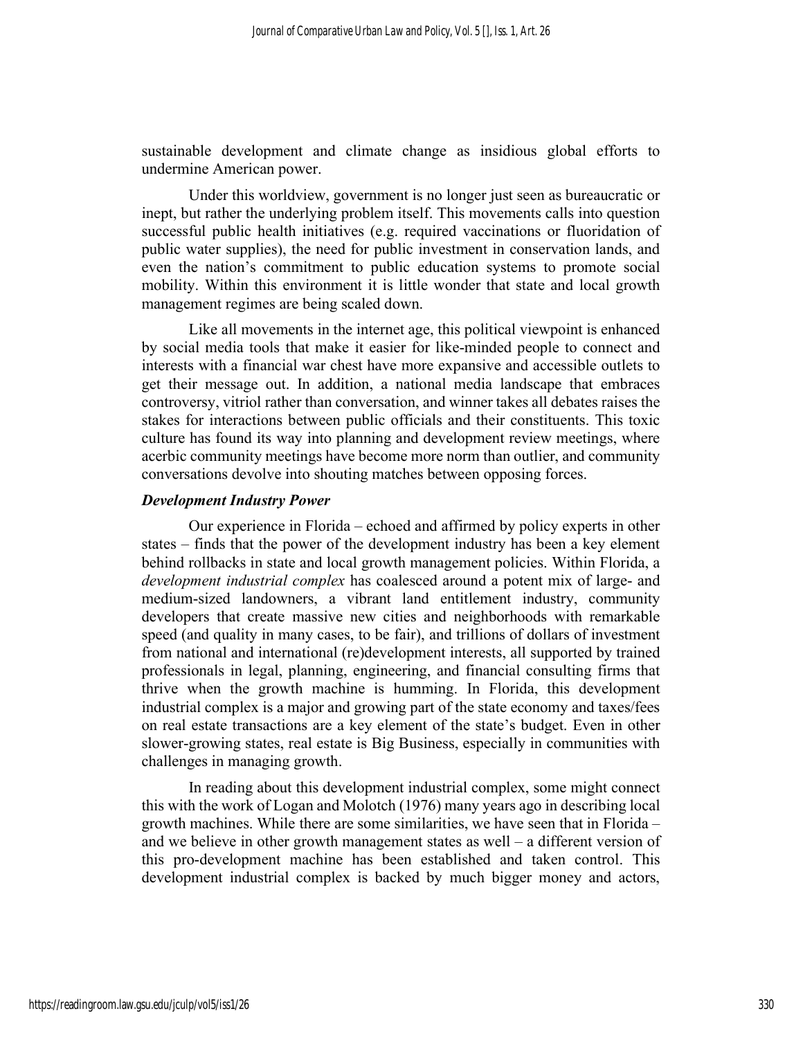sustainable development and climate change as insidious global efforts to undermine American power.

Under this worldview, government is no longer just seen as bureaucratic or inept, but rather the underlying problem itself. This movements calls into question successful public health initiatives (e.g. required vaccinations or fluoridation of public water supplies), the need for public investment in conservation lands, and even the nation's commitment to public education systems to promote social mobility. Within this environment it is little wonder that state and local growth management regimes are being scaled down.

Like all movements in the internet age, this political viewpoint is enhanced by social media tools that make it easier for like-minded people to connect and interests with a financial war chest have more expansive and accessible outlets to get their message out. In addition, a national media landscape that embraces controversy, vitriol rather than conversation, and winner takes all debates raises the stakes for interactions between public officials and their constituents. This toxic culture has found its way into planning and development review meetings, where acerbic community meetings have become more norm than outlier, and community conversations devolve into shouting matches between opposing forces.

### *Development Industry Power*

Our experience in Florida – echoed and affirmed by policy experts in other states – finds that the power of the development industry has been a key element behind rollbacks in state and local growth management policies. Within Florida, a *development industrial complex* has coalesced around a potent mix of large- and medium-sized landowners, a vibrant land entitlement industry, community developers that create massive new cities and neighborhoods with remarkable speed (and quality in many cases, to be fair), and trillions of dollars of investment from national and international (re)development interests, all supported by trained professionals in legal, planning, engineering, and financial consulting firms that thrive when the growth machine is humming. In Florida, this development industrial complex is a major and growing part of the state economy and taxes/fees on real estate transactions are a key element of the state's budget. Even in other slower-growing states, real estate is Big Business, especially in communities with challenges in managing growth.

In reading about this development industrial complex, some might connect this with the work of Logan and Molotch (1976) many years ago in describing local growth machines. While there are some similarities, we have seen that in Florida – and we believe in other growth management states as well – a different version of this pro-development machine has been established and taken control. This development industrial complex is backed by much bigger money and actors,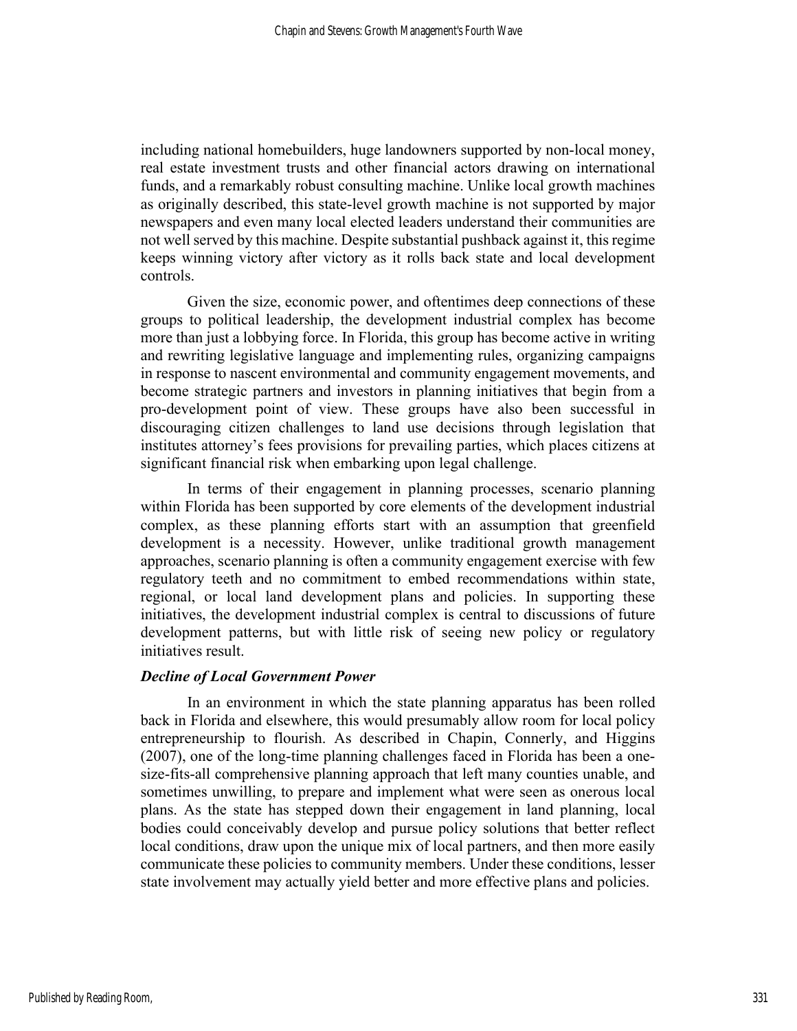including national homebuilders, huge landowners supported by non-local money, real estate investment trusts and other financial actors drawing on international funds, and a remarkably robust consulting machine. Unlike local growth machines as originally described, this state-level growth machine is not supported by major newspapers and even many local elected leaders understand their communities are not well served by this machine. Despite substantial pushback against it, this regime keeps winning victory after victory as it rolls back state and local development controls.

Given the size, economic power, and oftentimes deep connections of these groups to political leadership, the development industrial complex has become more than just a lobbying force. In Florida, this group has become active in writing and rewriting legislative language and implementing rules, organizing campaigns in response to nascent environmental and community engagement movements, and become strategic partners and investors in planning initiatives that begin from a pro-development point of view. These groups have also been successful in discouraging citizen challenges to land use decisions through legislation that institutes attorney's fees provisions for prevailing parties, which places citizens at significant financial risk when embarking upon legal challenge.

In terms of their engagement in planning processes, scenario planning within Florida has been supported by core elements of the development industrial complex, as these planning efforts start with an assumption that greenfield development is a necessity. However, unlike traditional growth management approaches, scenario planning is often a community engagement exercise with few regulatory teeth and no commitment to embed recommendations within state, regional, or local land development plans and policies. In supporting these initiatives, the development industrial complex is central to discussions of future development patterns, but with little risk of seeing new policy or regulatory initiatives result.

### *Decline of Local Government Power*

In an environment in which the state planning apparatus has been rolled back in Florida and elsewhere, this would presumably allow room for local policy entrepreneurship to flourish. As described in Chapin, Connerly, and Higgins (2007), one of the long-time planning challenges faced in Florida has been a one-size-fits-all comprehensive planning approach that left many counties unable, and sometimes unwilling, to prepare and implement what were seen as onerous local plans. As the state has stepped down their engagement in land planning, local bodies could conceivably develop and pursue policy solutions that better reflect local conditions, draw upon the unique mix of local partners, and then more easily communicate these policies to community members. Under these conditions, lesser state involvement may actually yield better and more effective plans and policies.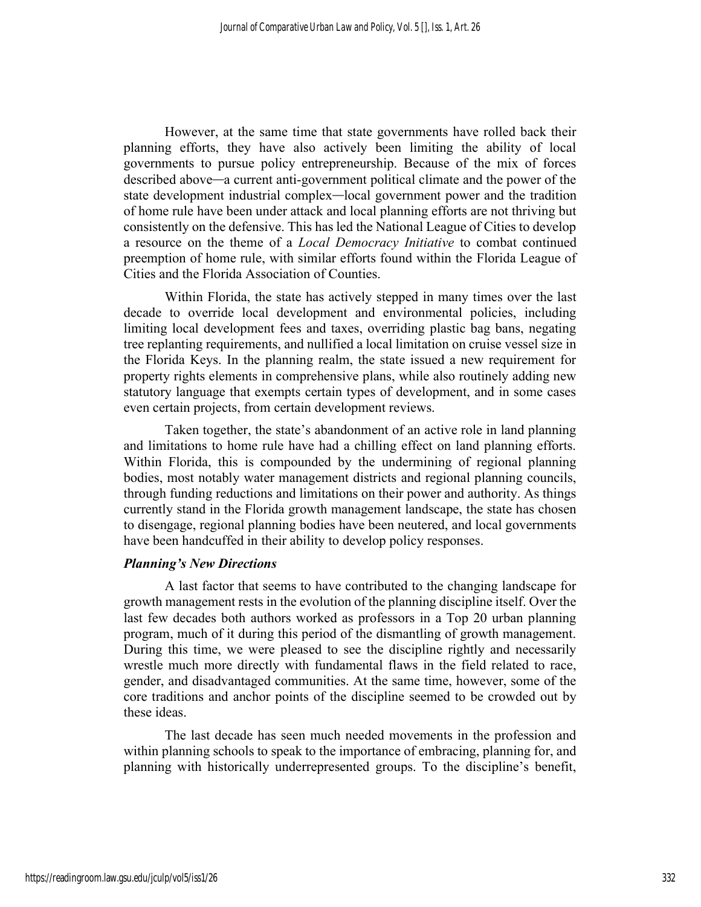However, at the same time that state governments have rolled back their planning efforts, they have also actively been limiting the ability of local governments to pursue policy entrepreneurship. Because of the mix of forces described above—a current anti-government political climate and the power of the state development industrial complex—local government power and the tradition of home rule have been under attack and local planning efforts are not thriving but consistently on the defensive. This has led the National League of Cities to develop a resource on the theme of a *Local Democracy Initiative* to combat continued preemption of home rule, with similar efforts found within the Florida League of Cities and the Florida Association of Counties.

Within Florida, the state has actively stepped in many times over the last decade to override local development and environmental policies, including limiting local development fees and taxes, overriding plastic bag bans, negating tree replanting requirements, and nullified a local limitation on cruise vessel size in the Florida Keys. In the planning realm, the state issued a new requirement for property rights elements in comprehensive plans, while also routinely adding new statutory language that exempts certain types of development, and in some cases even certain projects, from certain development reviews.

Taken together, the state's abandonment of an active role in land planning and limitations to home rule have had a chilling effect on land planning efforts. Within Florida, this is compounded by the undermining of regional planning bodies, most notably water management districts and regional planning councils, through funding reductions and limitations on their power and authority. As things currently stand in the Florida growth management landscape, the state has chosen to disengage, regional planning bodies have been neutered, and local governments have been handcuffed in their ability to develop policy responses.

### *Planning's New Directions*

A last factor that seems to have contributed to the changing landscape for growth management rests in the evolution of the planning discipline itself. Over the last few decades both authors worked as professors in a Top 20 urban planning program, much of it during this period of the dismantling of growth management. During this time, we were pleased to see the discipline rightly and necessarily wrestle much more directly with fundamental flaws in the field related to race, gender, and disadvantaged communities. At the same time, however, some of the core traditions and anchor points of the discipline seemed to be crowded out by these ideas.

The last decade has seen much needed movements in the profession and within planning schools to speak to the importance of embracing, planning for, and planning with historically underrepresented groups. To the discipline's benefit,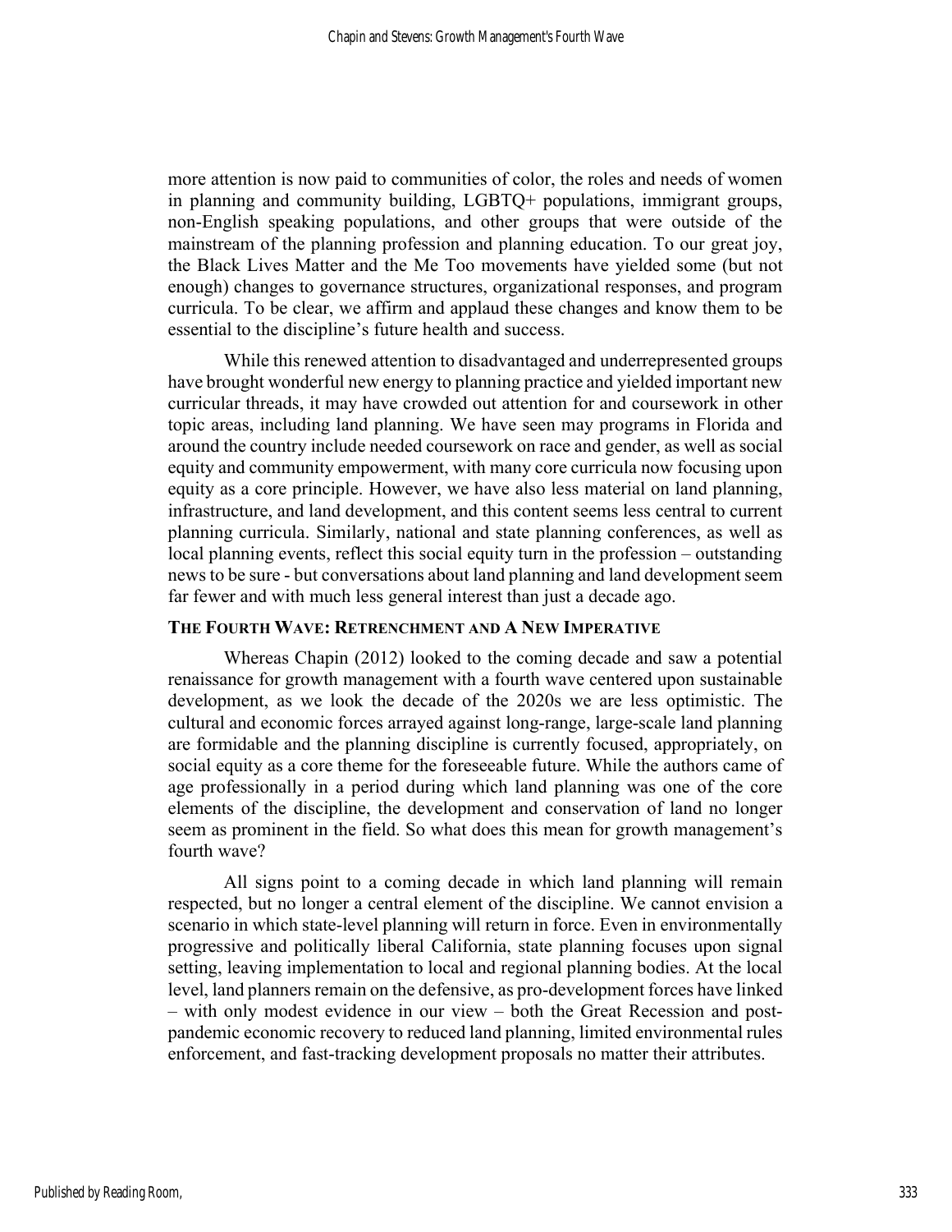more attention is now paid to communities of color, the roles and needs of women in planning and community building, LGBTQ+ populations, immigrant groups, non-English speaking populations, and other groups that were outside of the mainstream of the planning profession and planning education. To our great joy, the Black Lives Matter and the Me Too movements have yielded some (but not enough) changes to governance structures, organizational responses, and program curricula. To be clear, we affirm and applaud these changes and know them to be essential to the discipline's future health and success.

While this renewed attention to disadvantaged and underrepresented groups have brought wonderful new energy to planning practice and yielded important new curricular threads, it may have crowded out attention for and coursework in other topic areas, including land planning. We have seen may programs in Florida and around the country include needed coursework on race and gender, as well as social equity and community empowerment, with many core curricula now focusing upon equity as a core principle. However, we have also less material on land planning, infrastructure, and land development, and this content seems less central to current planning curricula. Similarly, national and state planning conferences, as well as local planning events, reflect this social equity turn in the profession – outstanding news to be sure - but conversations about land planning and land development seem far fewer and with much less general interest than just a decade ago.

### The Fourth Wave: Retrenchment and A New Imperative

Whereas Chapin (2012) looked to the coming decade and saw a potential renaissance for growth management with a fourth wave centered upon sustainable development, as we look the decade of the 2020s we are less optimistic. The cultural and economic forces arrayed against long-range, large-scale land planning are formidable and the planning discipline is currently focused, appropriately, on social equity as a core theme for the foreseeable future. While the authors came of age professionally in a period during which land planning was one of the core elements of the discipline, the development and conservation of land no longer seem as prominent in the field. So what does this mean for growth management's fourth wave?

All signs point to a coming decade in which land planning will remain respected, but no longer a central element of the discipline. We cannot envision a scenario in which state-level planning will return in force. Even in environmentally progressive and politically liberal California, state planning focuses upon signal setting, leaving implementation to local and regional planning bodies. At the local level, land planners remain on the defensive, as pro-development forces have linked – with only modest evidence in our view – both the Great Recession and post-pandemic economic recovery to reduced land planning, limited environmental rules enforcement, and fast-tracking development proposals no matter their attributes.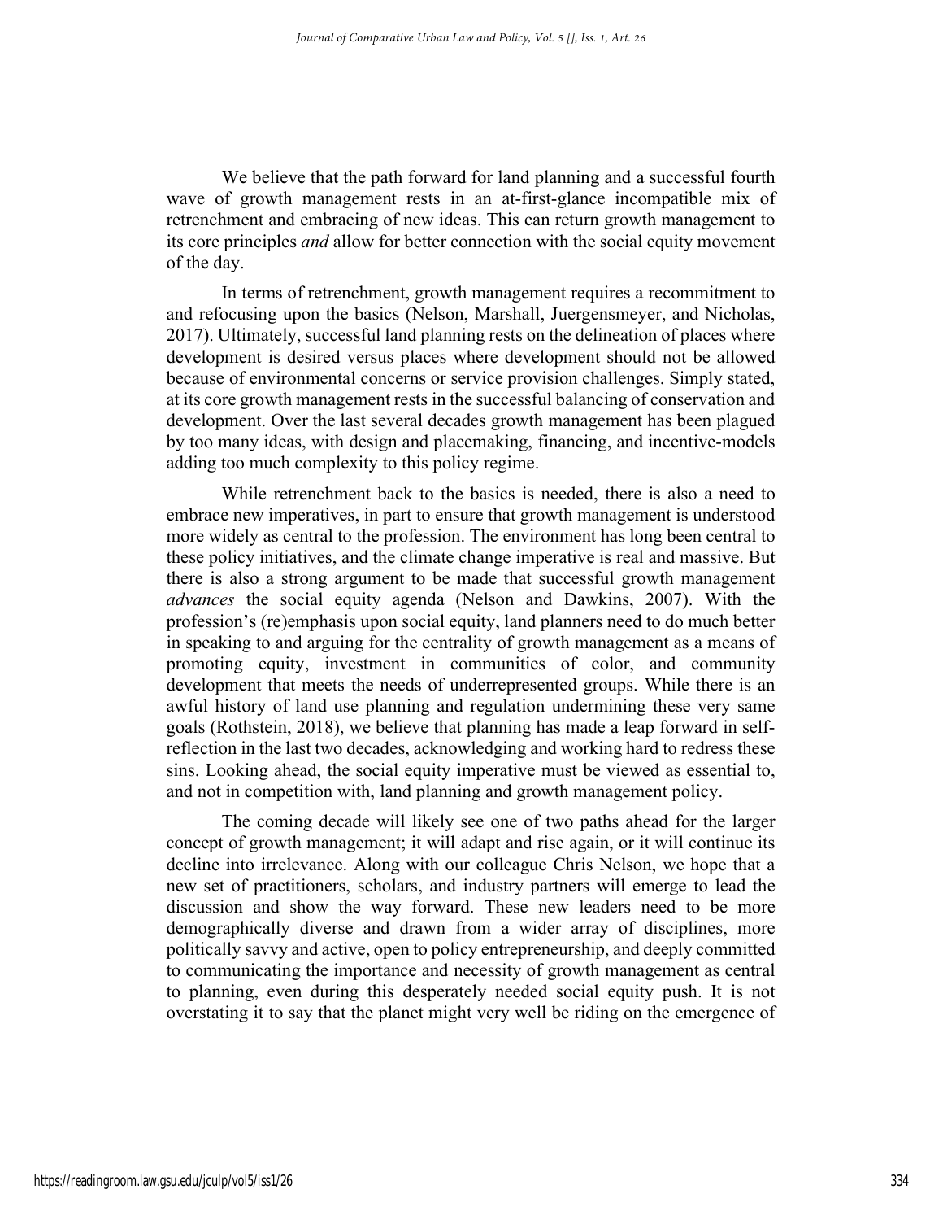We believe that the path forward for land planning and a successful fourth wave of growth management rests in an at-first-glance incompatible mix of retrenchment and embracing of new ideas. This can return growth management to its core principles *and* allow for better connection with the social equity movement of the day.

In terms of retrenchment, growth management requires a recommitment to and refocusing upon the basics (Nelson, Marshall, Juergensmeyer, and Nicholas, 2017). Ultimately, successful land planning rests on the delineation of places where development is desired versus places where development should not be allowed because of environmental concerns or service provision challenges. Simply stated, at its core growth management rests in the successful balancing of conservation and development. Over the last several decades growth management has been plagued by too many ideas, with design and placemaking, financing, and incentive-models adding too much complexity to this policy regime.

While retrenchment back to the basics is needed, there is also a need to embrace new imperatives, in part to ensure that growth management is understood more widely as central to the profession. The environment has long been central to these policy initiatives, and the climate change imperative is real and massive. But there is also a strong argument to be made that successful growth management *advances* the social equity agenda (Nelson and Dawkins, 2007). With the profession's (re)emphasis upon social equity, land planners need to do much better in speaking to and arguing for the centrality of growth management as a means of promoting equity, investment in communities of color, and community development that meets the needs of underrepresented groups. While there is an awful history of land use planning and regulation undermining these very same goals (Rothstein, 2018), we believe that planning has made a leap forward in self-reflection in the last two decades, acknowledging and working hard to redress these sins. Looking ahead, the social equity imperative must be viewed as essential to, and not in competition with, land planning and growth management policy.

The coming decade will likely see one of two paths ahead for the larger concept of growth management; it will adapt and rise again, or it will continue its decline into irrelevance. Along with our colleague Chris Nelson, we hope that a new set of practitioners, scholars, and industry partners will emerge to lead the discussion and show the way forward. These new leaders need to be more demographically diverse and drawn from a wider array of disciplines, more politically savvy and active, open to policy entrepreneurship, and deeply committed to communicating the importance and necessity of growth management as central to planning, even during this desperately needed social equity push. It is not overstating it to say that the planet might very well be riding on the emergence of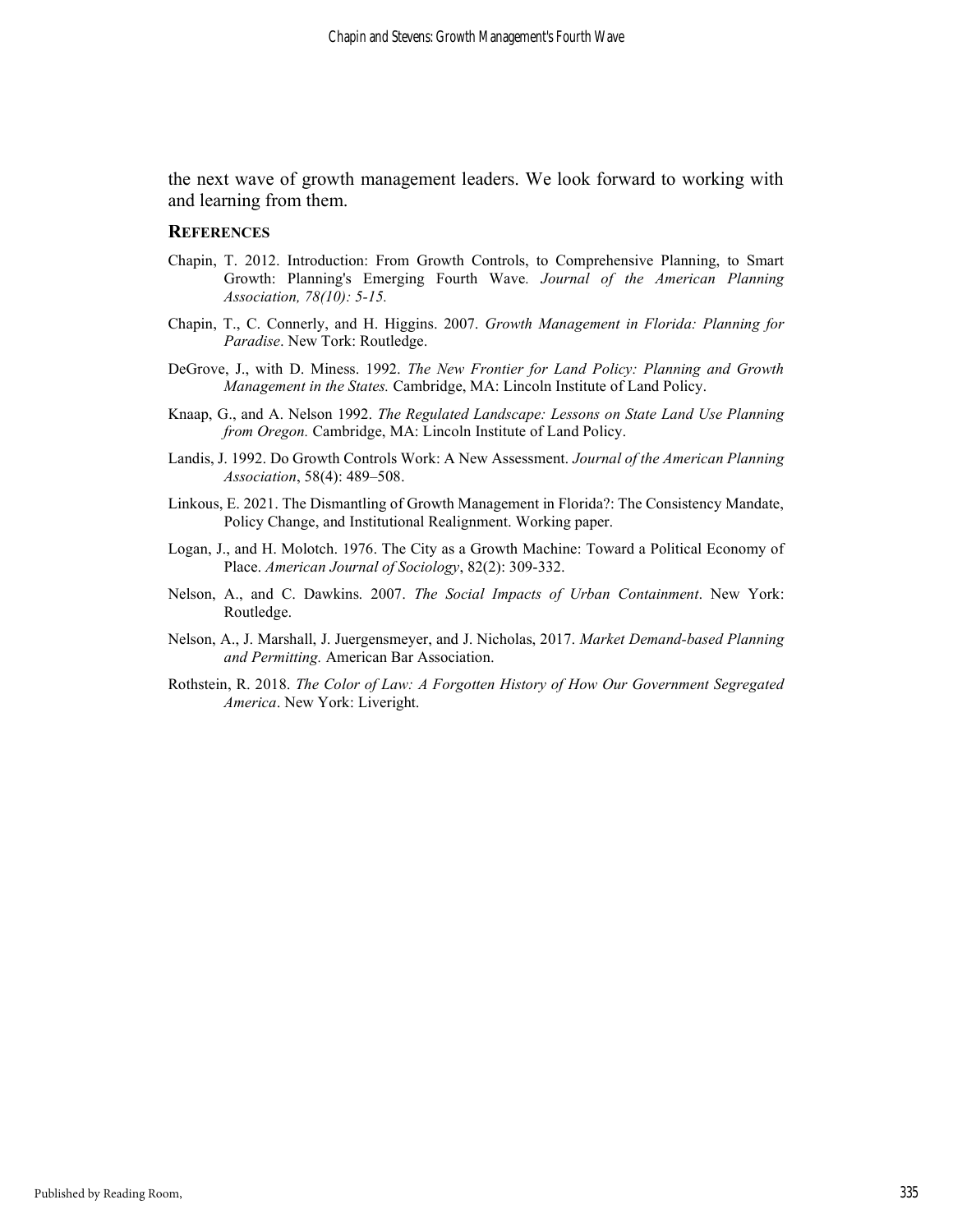the next wave of growth management leaders. We look forward to working with and learning from them.

## REFERENCES

Chapin, T. 2012. Introduction: From Growth Controls, to Comprehensive Planning, to Smart Growth: Planning's Emerging Fourth Wave. *Journal of the American Planning Association, 78(10): 5-15.*

Chapin, T., C. Connerly, and H. Higgins. 2007. *Growth Management in Florida: Planning for Paradise*. New Tork: Routledge.

DeGrove, J., with D. Miness. 1992. *The New Frontier for Land Policy: Planning and Growth Management in the States.* Cambridge, MA: Lincoln Institute of Land Policy.

Knaap, G., and A. Nelson 1992. *The Regulated Landscape: Lessons on State Land Use Planning from Oregon.* Cambridge, MA: Lincoln Institute of Land Policy.

Landis, J. 1992. Do Growth Controls Work: A New Assessment. *Journal of the American Planning Association*, 58(4): 489–508.

Linkous, E. 2021. The Dismantling of Growth Management in Florida?: The Consistency Mandate, Policy Change, and Institutional Realignment. Working paper.

Logan, J., and H. Molotch. 1976. The City as a Growth Machine: Toward a Political Economy of Place. *American Journal of Sociology*, 82(2): 309-332.

Nelson, A., and C. Dawkins. 2007. *The Social Impacts of Urban Containment*. New York: Routledge.

Nelson, A., J. Marshall, J. Juergensmeyer, and J. Nicholas, 2017. *Market Demand-based Planning and Permitting.* American Bar Association.

Rothstein, R. 2018. *The Color of Law: A Forgotten History of How Our Government Segregated America*. New York: Liveright.